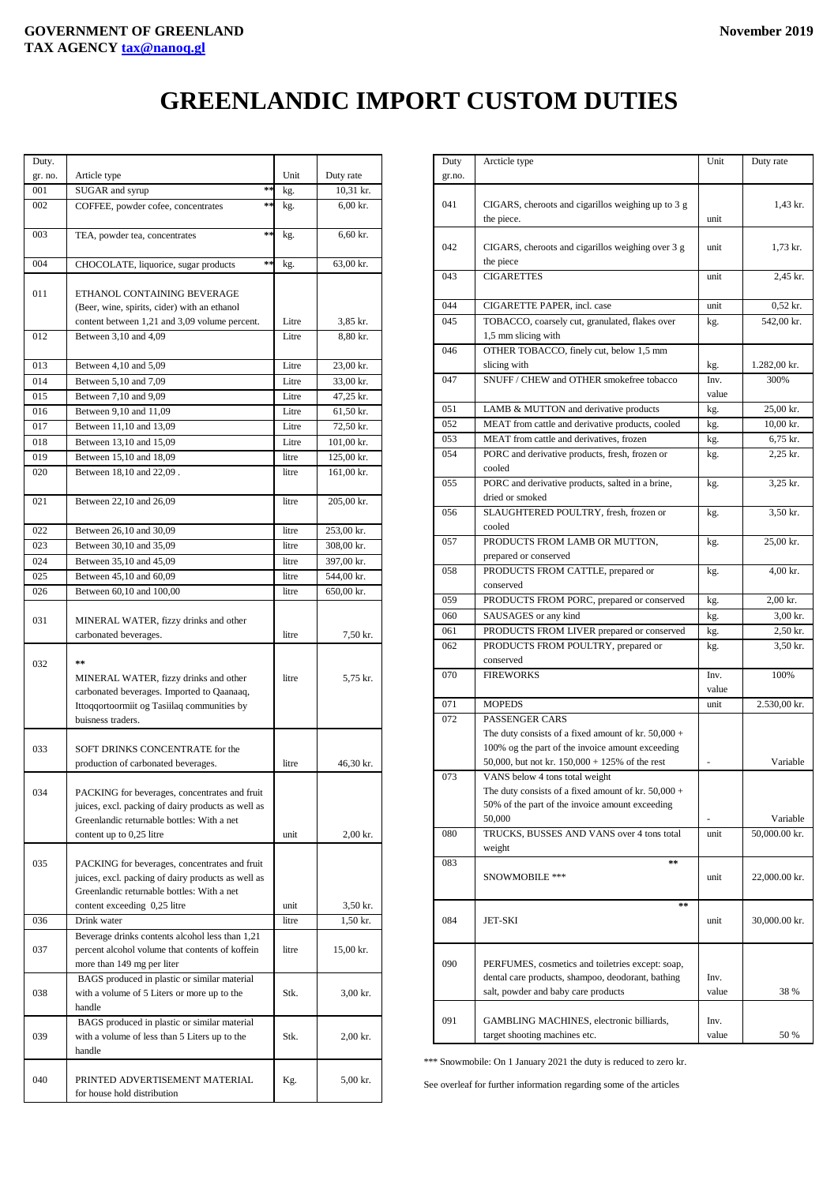**GOVERNMENT OF GREENLAND**
**TAX AGENCY tax@nanoq.gl**

**November 2019**

# GREENLANDIC IMPORT CUSTOM DUTIES

| Duty. gr. no. | Article type | Unit | Duty rate |
|---|---|---|---|
| 001 | SUGAR and syrup ** | kg. | 10,31 kr. |
| 002 | COFFEE, powder cofee, concentrates ** | kg. | 6,00 kr. |
| 003 | TEA, powder tea, concentrates ** | kg. | 6,60 kr. |
| 004 | CHOCOLATE, liquorice, sugar products ** | kg. | 63,00 kr. |
| 011 | ETHANOL CONTAINING BEVERAGE (Beer, wine, spirits, cider) with an ethanol content between 1,21 and 3,09 volume percent. | Litre | 3,85 kr. |
| 012 | Between 3,10 and 4,09 | Litre | 8,80 kr. |
| 013 | Between 4,10 and 5,09 | Litre | 23,00 kr. |
| 014 | Between 5,10 and 7,09 | Litre | 33,00 kr. |
| 015 | Between 7,10 and 9,09 | Litre | 47,25 kr. |
| 016 | Between 9,10 and 11,09 | Litre | 61,50 kr. |
| 017 | Between 11,10 and 13,09 | Litre | 72,50 kr. |
| 018 | Between 13,10 and 15,09 | Litre | 101,00 kr. |
| 019 | Between 15,10 and 18,09 | litre | 125,00 kr. |
| 020 | Between 18,10 and 22,09 . | litre | 161,00 kr. |
| 021 | Between 22,10 and 26,09 | litre | 205,00 kr. |
| 022 | Between 26,10 and 30,09 | litre | 253,00 kr. |
| 023 | Between 30,10 and 35,09 | litre | 308,00 kr. |
| 024 | Between 35,10 and 45,09 | litre | 397,00 kr. |
| 025 | Between 45,10 and 60,09 | litre | 544,00 kr. |
| 026 | Between 60,10 and 100,00 | litre | 650,00 kr. |
| 031 | MINERAL WATER, fizzy drinks and other carbonated beverages. | litre | 7,50 kr. |
| 032 | ** MINERAL WATER, fizzy drinks and other carbonated beverages. Imported to Qaanaaq, Ittoqqortoormiit og Tasiilaq communities by buisness traders. | litre | 5,75 kr. |
| 033 | SOFT DRINKS CONCENTRATE for the production of carbonated beverages. | litre | 46,30 kr. |
| 034 | PACKING for beverages, concentrates and fruit juices, excl. packing of dairy products as well as Greenlandic returnable bottles: With a net content up to 0,25 litre | unit | 2,00 kr. |
| 035 | PACKING for beverages, concentrates and fruit juices, excl. packing of dairy products as well as Greenlandic returnable bottles: With a net content exceeding 0,25 litre | unit | 3,50 kr. |
| 036 | Drink water | litre | 1,50 kr. |
| 037 | Beverage drinks contents alcohol less than 1,21 percent alcohol volume that contents of koffein more than 149 mg per liter | litre | 15,00 kr. |
| 038 | BAGS produced in plastic or similar material with a volume of 5 Liters or more up to the handle | Stk. | 3,00 kr. |
| 039 | BAGS produced in plastic or similar material with a volume of less than 5 Liters up to the handle | Stk. | 2,00 kr. |
| 040 | PRINTED ADVERTISEMENT MATERIAL for house hold distribution | Kg. | 5,00 kr. |

| Duty gr.no. | Arcticle type | Unit | Duty rate |
|---|---|---|---|
| 041 | CIGARS, cheroots and cigarillos weighing up to 3 g the piece. | unit | 1,43 kr. |
| 042 | CIGARS, cheroots and cigarillos weighing over 3 g the piece | unit | 1,73 kr. |
| 043 | CIGARETTES | unit | 2,45 kr. |
| 044 | CIGARETTE PAPER, incl. case | unit | 0,52 kr. |
| 045 | TOBACCO, coarsely cut, granulated, flakes over 1,5 mm slicing with | kg. | 542,00 kr. |
| 046 | OTHER TOBACCO, finely cut, below 1,5 mm slicing with | kg. | 1.282,00 kr. |
| 047 | SNUFF / CHEW and OTHER smokefree tobacco | Inv. value | 300% |
| 051 | LAMB & MUTTON and derivative products | kg. | 25,00 kr. |
| 052 | MEAT from cattle and derivative products, cooled | kg. | 10,00 kr. |
| 053 | MEAT from cattle and derivatives, frozen | kg. | 6,75 kr. |
| 054 | PORC and derivative products, fresh, frozen or cooled | kg. | 2,25 kr. |
| 055 | PORC and derivative products, salted in a brine, dried or smoked | kg. | 3,25 kr. |
| 056 | SLAUGHTERED POULTRY, fresh, frozen or cooled | kg. | 3,50 kr. |
| 057 | PRODUCTS FROM LAMB OR MUTTON, prepared or conserved | kg. | 25,00 kr. |
| 058 | PRODUCTS FROM CATTLE, prepared or conserved | kg. | 4,00 kr. |
| 059 | PRODUCTS FROM PORC, prepared or conserved | kg. | 2,00 kr. |
| 060 | SAUSAGES or any kind | kg. | 3,00 kr. |
| 061 | PRODUCTS FROM LIVER prepared or conserved | kg. | 2,50 kr. |
| 062 | PRODUCTS FROM POULTRY, prepared or conserved | kg. | 3,50 kr. |
| 070 | FIREWORKS | Inv. value | 100% |
| 071 | MOPEDS | unit | 2.530,00 kr. |
| 072 | PASSENGER CARS The duty consists of a fixed amount of kr. 50,000 + 100% og the part of the invoice amount exceeding 50,000, but not kr. 150,000 + 125% of the rest | - | Variable |
| 073 | VANS below 4 tons total weight The duty consists of a fixed amount of kr. 50,000 + 50% of the part of the invoice amount exceeding 50,000 | - | Variable |
| 080 | TRUCKS, BUSSES AND VANS over 4 tons total weight | unit | 50,000.00 kr. |
| 083 | ** SNOWMOBILE *** | unit | 22,000.00 kr. |
| 084 | ** JET-SKI | unit | 30,000.00 kr. |
| 090 | PERFUMES, cosmetics and toiletries except: soap, dental care products, shampoo, deodorant, bathing salt, powder and baby care products | Inv. value | 38 % |
| 091 | GAMBLING MACHINES, electronic billiards, target shooting machines etc. | Inv. value | 50 % |

*** Snowmobile: On 1 January 2021 the duty is reduced to zero kr.

See overleaf for further information regarding some of the articles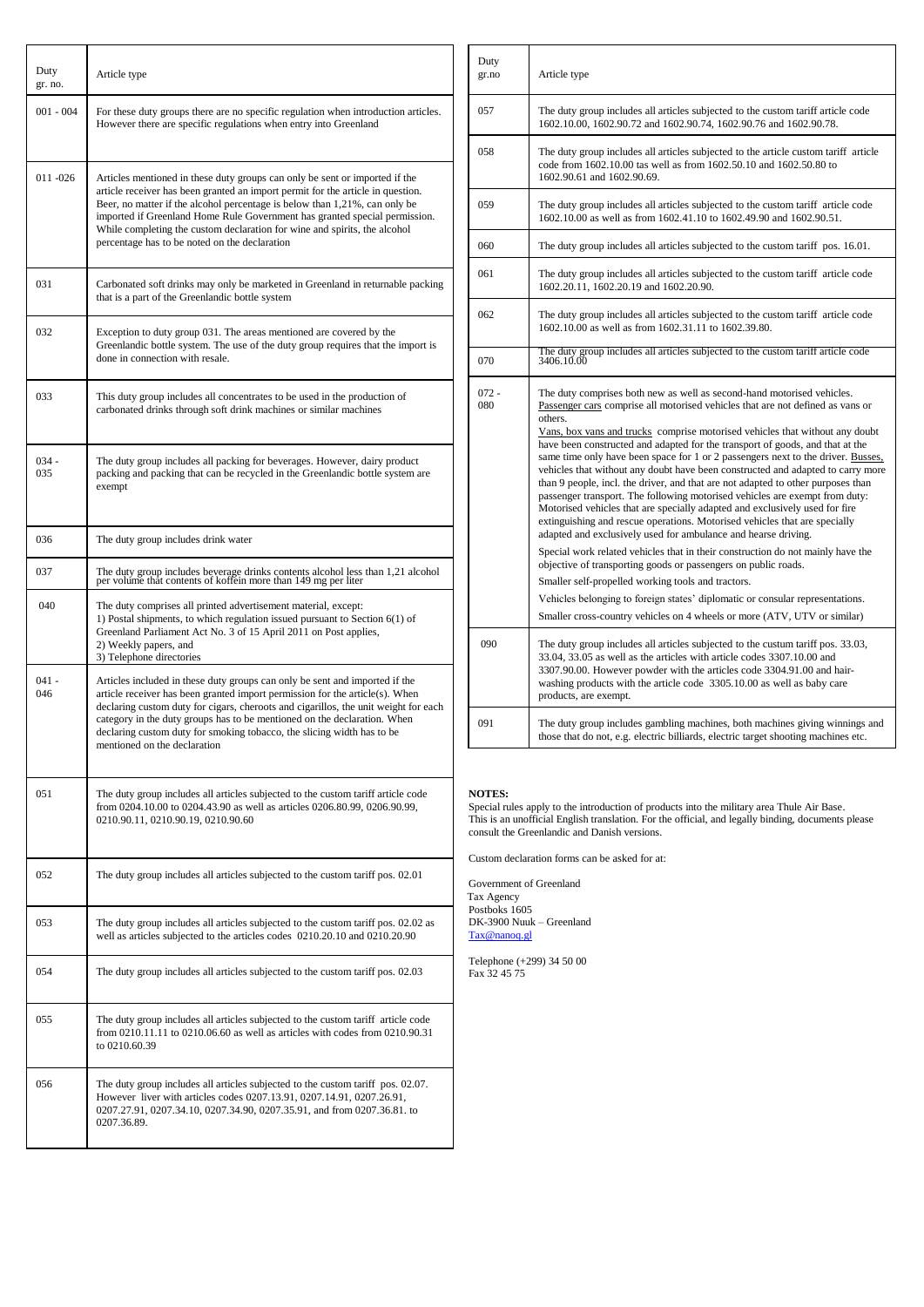| Duty gr. no. | Article type |
|---|---|
| 001 - 004 | For these duty groups there are no specific regulation when introduction articles. However there are specific regulations when entry into Greenland |
| 011 -026 | Articles mentioned in these duty groups can only be sent or imported if the article receiver has been granted an import permit for the article in question. Beer, no matter if the alcohol percentage is below than 1,21%, can only be imported if Greenland Home Rule Government has granted special permission. While completing the custom declaration for wine and spirits, the alcohol percentage has to be noted on the declaration |
| 031 | Carbonated soft drinks may only be marketed in Greenland in returnable packing that is a part of the Greenlandic bottle system |
| 032 | Exception to duty group 031. The areas mentioned are covered by the Greenlandic bottle system. The use of the duty group requires that the import is done in connection with resale. |
| 033 | This duty group includes all concentrates to be used in the production of carbonated drinks through soft drink machines or similar machines |
| 034 - 035 | The duty group includes all packing for beverages. However, dairy product packing and packing that can be recycled in the Greenlandic bottle system are exempt |
| 036 | The duty group includes drink water |
| 037 | The duty group includes beverage drinks contents alcohol less than 1,21 alcohol per volume that contents of koffein more than 149 mg per liter |
| 040 | The duty comprises all printed advertisement material, except:<br>1) Postal shipments, to which regulation issued pursuant to Section 6(1) of Greenland Parliament Act No. 3 of 15 April 2011 on Post applies,<br>2) Weekly papers, and<br>3) Telephone directories |
| 041 - 046 | Articles included in these duty groups can only be sent and imported if the article receiver has been granted import permission for the article(s). When declaring custom duty for cigars, cheroots and cigarillos, the unit weight for each category in the duty groups has to be mentioned on the declaration. When declaring custom duty for smoking tobacco, the slicing width has to be mentioned on the declaration |
| 051 | The duty group includes all articles subjected to the custom tariff article code from 0204.10.00 to 0204.43.90 as well as articles 0206.80.99, 0206.90.99, 0210.90.11, 0210.90.19, 0210.90.60 |
| 052 | The duty group includes all articles subjected to the custom tariff pos. 02.01 |
| 053 | The duty group includes all articles subjected to the custom tariff pos. 02.02 as well as articles subjected to the articles codes 0210.20.10 and 0210.20.90 |
| 054 | The duty group includes all articles subjected to the custom tariff pos. 02.03 |
| 055 | The duty group includes all articles subjected to the custom tariff article code from 0210.11.11 to 0210.06.60 as well as articles with codes from 0210.90.31 to 0210.60.39 |
| 056 | The duty group includes all articles subjected to the custom tariff pos. 02.07. However liver with articles codes 0207.13.91, 0207.14.91, 0207.26.91, 0207.27.91, 0207.34.10, 0207.34.90, 0207.35.91, and from 0207.36.81. to 0207.36.89. |

| Duty gr.no | Article type |
|---|---|
| 057 | The duty group includes all articles subjected to the custom tariff article code 1602.10.00, 1602.90.72 and 1602.90.74, 1602.90.76 and 1602.90.78. |
| 058 | The duty group includes all articles subjected to the article custom tariff article code from 1602.10.00 tas well as from 1602.50.10 and 1602.50.80 to 1602.90.61 and 1602.90.69. |
| 059 | The duty group includes all articles subjected to the custom tariff article code 1602.10.00 as well as from 1602.41.10 to 1602.49.90 and 1602.90.51. |
| 060 | The duty group includes all articles subjected to the custom tariff pos. 16.01. |
| 061 | The duty group includes all articles subjected to the custom tariff article code 1602.20.11, 1602.20.19 and 1602.20.90. |
| 062 | The duty group includes all articles subjected to the custom tariff article code 1602.10.00 as well as from 1602.31.11 to 1602.39.80. |
| 070 | The duty group includes all articles subjected to the custom tariff article code 3406.10.00 |
| 072 - 080 | The duty comprises both new as well as second-hand motorised vehicles. Passenger cars comprise all motorised vehicles that are not defined as vans or others.<br>Vans, box vans and trucks comprise motorised vehicles that without any doubt have been constructed and adapted for the transport of goods, and that at the same time only have been space for 1 or 2 passengers next to the driver. Busses, vehicles that without any doubt have been constructed and adapted to carry more than 9 people, incl. the driver, and that are not adapted to other purposes than passenger transport. The following motorised vehicles are exempt from duty: Motorised vehicles that are specially adapted and exclusively used for fire extinguishing and rescue operations. Motorised vehicles that are specially adapted and exclusively used for ambulance and hearse driving.<br>Special work related vehicles that in their construction do not mainly have the objective of transporting goods or passengers on public roads.<br>Smaller self-propelled working tools and tractors.<br>Vehicles belonging to foreign states' diplomatic or consular representations.<br>Smaller cross-country vehicles on 4 wheels or more (ATV, UTV or similar) |
| 090 | The duty group includes all articles subjected to the custum tariff pos. 33.03, 33.04, 33.05 as well as the articles with article codes 3307.10.00 and 3307.90.00. However powder with the articles code 3304.91.00 and hair-washing products with the article code 3305.10.00 as well as baby care products, are exempt. |
| 091 | The duty group includes gambling machines, both machines giving winnings and those that do not, e.g. electric billiards, electric target shooting machines etc. |

**NOTES:**

Special rules apply to the introduction of products into the military area Thule Air Base.
This is an unofficial English translation. For the official, and legally binding, documents please consult the Greenlandic and Danish versions.

Custom declaration forms can be asked for at:

Government of Greenland
Tax Agency
Postboks 1605
DK-3900 Nuuk – Greenland
Tax@nanoq.gl

Telephone (+299) 34 50 00
Fax 32 45 75